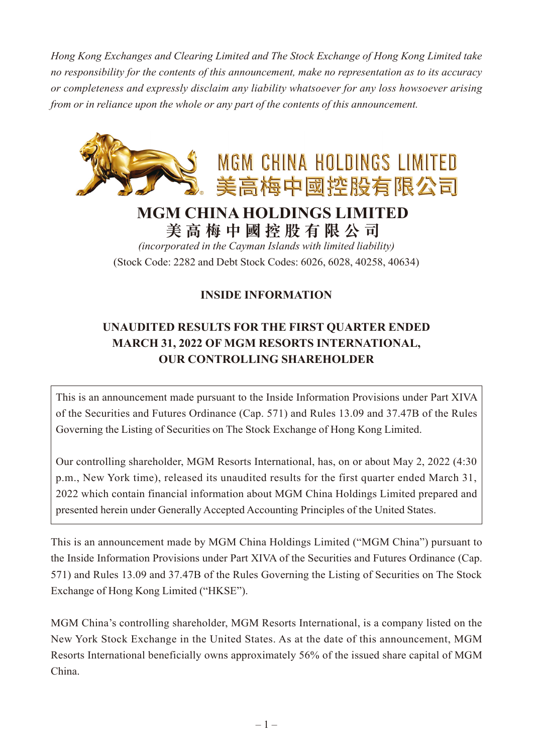*Hong Kong Exchanges and Clearing Limited and The Stock Exchange of Hong Kong Limited take no responsibility for the contents of this announcement, make no representation as to its accuracy or completeness and expressly disclaim any liability whatsoever for any loss howsoever arising from or in reliance upon the whole or any part of the contents of this announcement.*

MGM CHINA HOLDINGS LIMITED
美高梅中國控股有限公司

# MGM CHINA HOLDINGS LIMITED
# 美 高 梅 中 國 控 股 有 限 公 司

*(incorporated in the Cayman Islands with limited liability)*
(Stock Code: 2282 and Debt Stock Codes: 6026, 6028, 40258, 40634)

## INSIDE INFORMATION

## UNAUDITED RESULTS FOR THE FIRST QUARTER ENDED MARCH 31, 2022 OF MGM RESORTS INTERNATIONAL, OUR CONTROLLING SHAREHOLDER

This is an announcement made pursuant to the Inside Information Provisions under Part XIVA of the Securities and Futures Ordinance (Cap. 571) and Rules 13.09 and 37.47B of the Rules Governing the Listing of Securities on The Stock Exchange of Hong Kong Limited.

Our controlling shareholder, MGM Resorts International, has, on or about May 2, 2022 (4:30 p.m., New York time), released its unaudited results for the first quarter ended March 31, 2022 which contain financial information about MGM China Holdings Limited prepared and presented herein under Generally Accepted Accounting Principles of the United States.

This is an announcement made by MGM China Holdings Limited ("MGM China") pursuant to the Inside Information Provisions under Part XIVA of the Securities and Futures Ordinance (Cap. 571) and Rules 13.09 and 37.47B of the Rules Governing the Listing of Securities on The Stock Exchange of Hong Kong Limited ("HKSE").

MGM China's controlling shareholder, MGM Resorts International, is a company listed on the New York Stock Exchange in the United States. As at the date of this announcement, MGM Resorts International beneficially owns approximately 56% of the issued share capital of MGM China.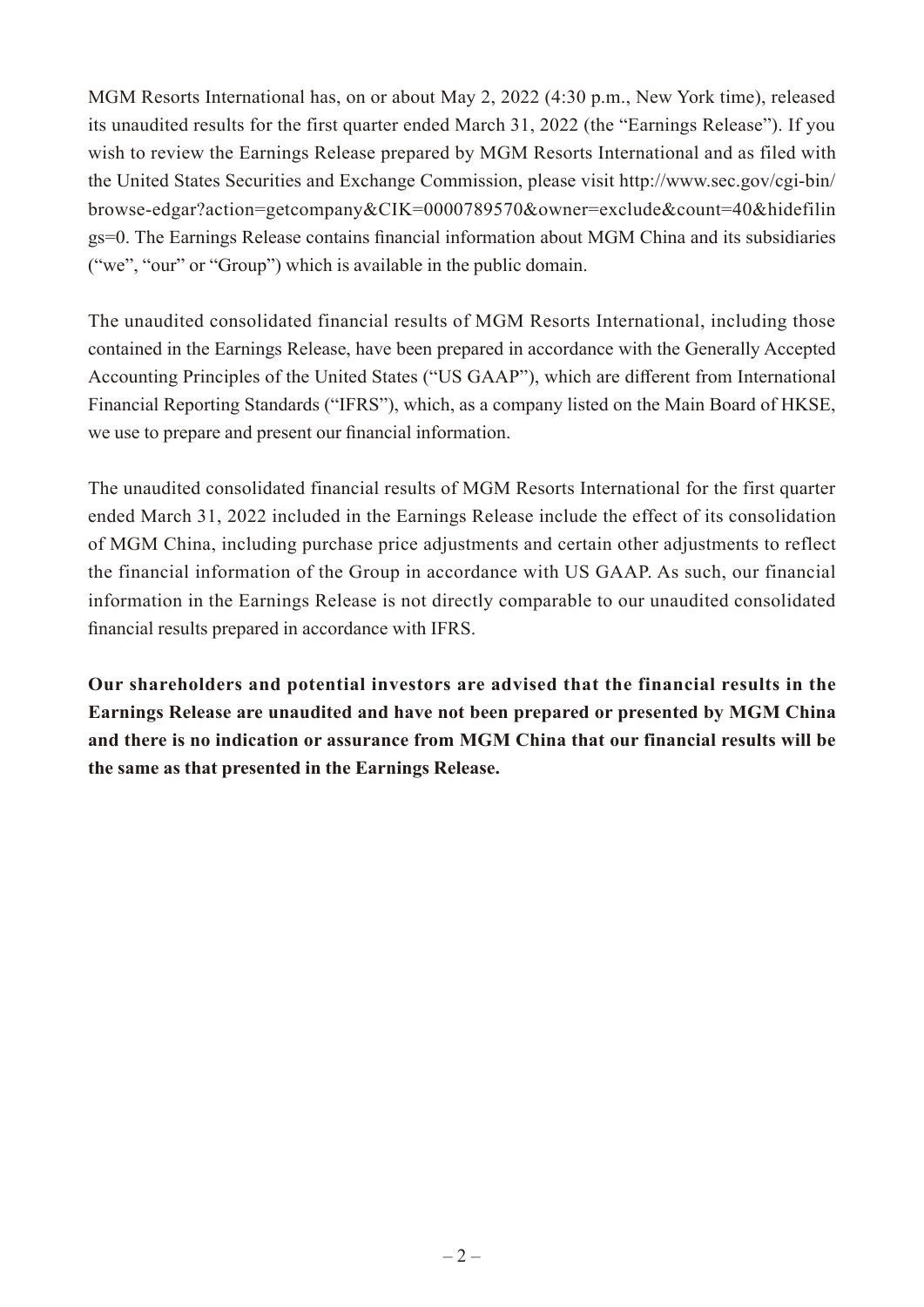MGM Resorts International has, on or about May 2, 2022 (4:30 p.m., New York time), released its unaudited results for the first quarter ended March 31, 2022 (the "Earnings Release"). If you wish to review the Earnings Release prepared by MGM Resorts International and as filed with the United States Securities and Exchange Commission, please visit http://www.sec.gov/cgi-bin/browse-edgar?action=getcompany&CIK=0000789570&owner=exclude&count=40&hidefilings=0. The Earnings Release contains financial information about MGM China and its subsidiaries ("we", "our" or "Group") which is available in the public domain.

The unaudited consolidated financial results of MGM Resorts International, including those contained in the Earnings Release, have been prepared in accordance with the Generally Accepted Accounting Principles of the United States ("US GAAP"), which are different from International Financial Reporting Standards ("IFRS"), which, as a company listed on the Main Board of HKSE, we use to prepare and present our financial information.

The unaudited consolidated financial results of MGM Resorts International for the first quarter ended March 31, 2022 included in the Earnings Release include the effect of its consolidation of MGM China, including purchase price adjustments and certain other adjustments to reflect the financial information of the Group in accordance with US GAAP. As such, our financial information in the Earnings Release is not directly comparable to our unaudited consolidated financial results prepared in accordance with IFRS.

**Our shareholders and potential investors are advised that the financial results in the Earnings Release are unaudited and have not been prepared or presented by MGM China and there is no indication or assurance from MGM China that our financial results will be the same as that presented in the Earnings Release.**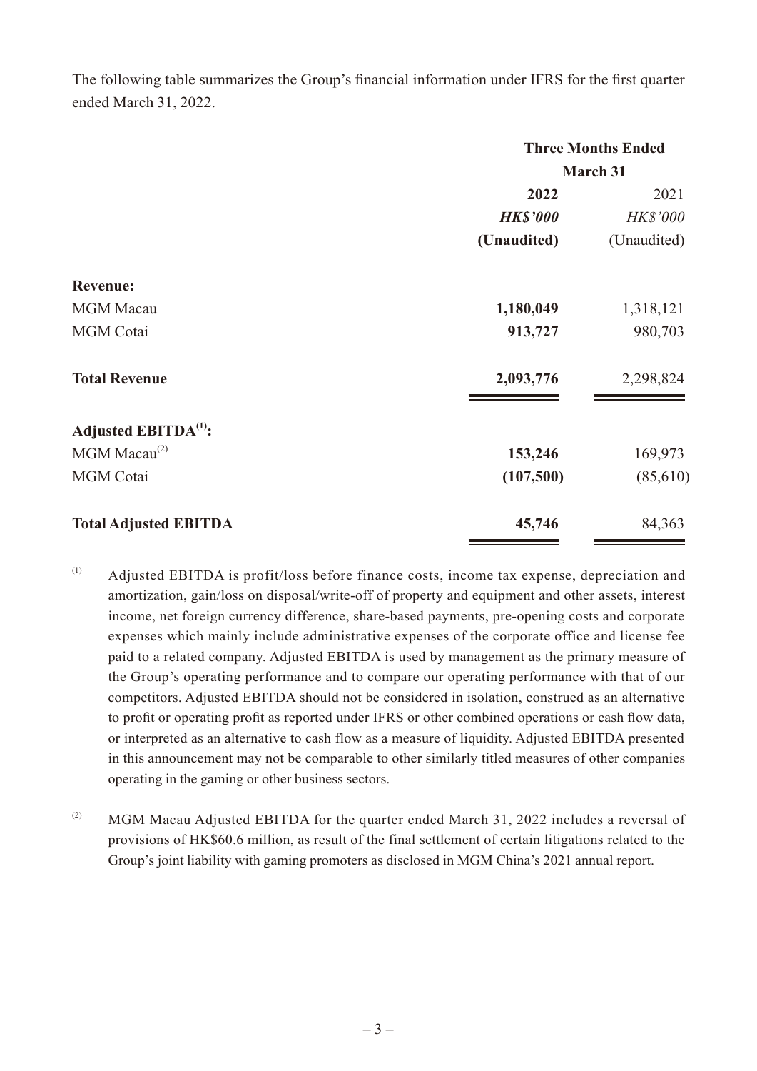The following table summarizes the Group's financial information under IFRS for the first quarter ended March 31, 2022.

| | Three Months Ended March 31 | |
|---|---|---|
| | **2022** | 2021 |
| | ***HK$'000*** | *HK$'000* |
| | **(Unaudited)** | (Unaudited) |
| **Revenue:** | | |
| MGM Macau | **1,180,049** | 1,318,121 |
| MGM Cotai | **913,727** | 980,703 |
| **Total Revenue** | **2,093,776** | 2,298,824 |
| **Adjusted EBITDA[(1)]:** | | |
| MGM Macau[(2)] | **153,246** | 169,973 |
| MGM Cotai | **(107,500)** | (85,610) |
| **Total Adjusted EBITDA** | **45,746** | 84,363 |

(1) Adjusted EBITDA is profit/loss before finance costs, income tax expense, depreciation and amortization, gain/loss on disposal/write-off of property and equipment and other assets, interest income, net foreign currency difference, share-based payments, pre-opening costs and corporate expenses which mainly include administrative expenses of the corporate office and license fee paid to a related company. Adjusted EBITDA is used by management as the primary measure of the Group's operating performance and to compare our operating performance with that of our competitors. Adjusted EBITDA should not be considered in isolation, construed as an alternative to profit or operating profit as reported under IFRS or other combined operations or cash flow data, or interpreted as an alternative to cash flow as a measure of liquidity. Adjusted EBITDA presented in this announcement may not be comparable to other similarly titled measures of other companies operating in the gaming or other business sectors.

(2) MGM Macau Adjusted EBITDA for the quarter ended March 31, 2022 includes a reversal of provisions of HK$60.6 million, as result of the final settlement of certain litigations related to the Group's joint liability with gaming promoters as disclosed in MGM China's 2021 annual report.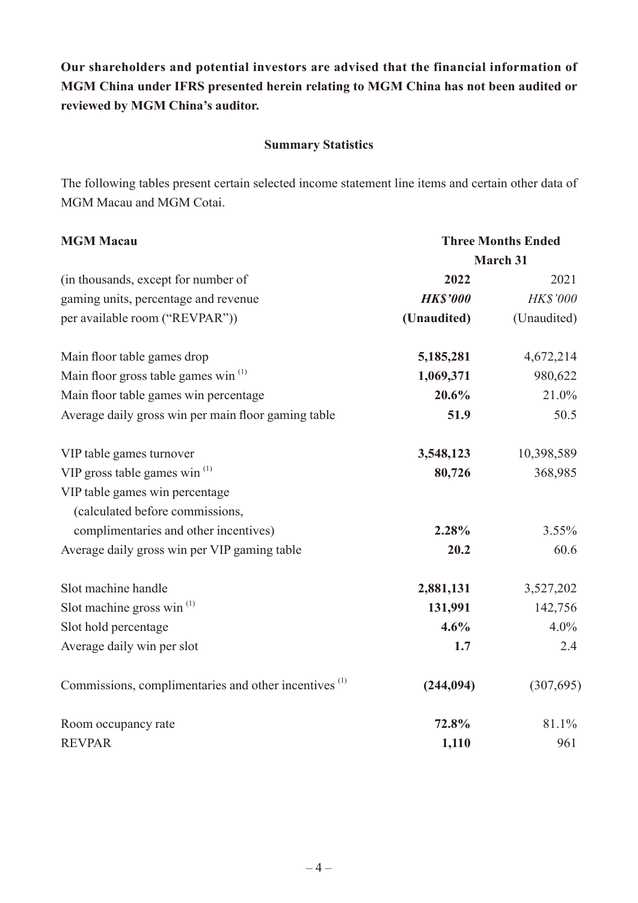**Our shareholders and potential investors are advised that the financial information of MGM China under IFRS presented herein relating to MGM China has not been audited or reviewed by MGM China's auditor.**

**Summary Statistics**

The following tables present certain selected income statement line items and certain other data of MGM Macau and MGM Cotai.

| **MGM Macau** | **Three Months Ended March 31** | |
|---|---|---|
| (in thousands, except for number of gaming units, percentage and revenue per available room ("REVPAR")) | **2022** ***HK$'000*** **(Unaudited)** | 2021 *HK$'000* (Unaudited) |
| Main floor table games drop | **5,185,281** | 4,672,214 |
| Main floor gross table games win [(1)] | **1,069,371** | 980,622 |
| Main floor table games win percentage | **20.6%** | 21.0% |
| Average daily gross win per main floor gaming table | **51.9** | 50.5 |
| VIP table games turnover | **3,548,123** | 10,398,589 |
| VIP gross table games win [(1)] | **80,726** | 368,985 |
| VIP table games win percentage (calculated before commissions, complimentaries and other incentives) | **2.28%** | 3.55% |
| Average daily gross win per VIP gaming table | **20.2** | 60.6 |
| Slot machine handle | **2,881,131** | 3,527,202 |
| Slot machine gross win [(1)] | **131,991** | 142,756 |
| Slot hold percentage | **4.6%** | 4.0% |
| Average daily win per slot | **1.7** | 2.4 |
| Commissions, complimentaries and other incentives [(1)] | **(244,094)** | (307,695) |
| Room occupancy rate | **72.8%** | 81.1% |
| REVPAR | **1,110** | 961 |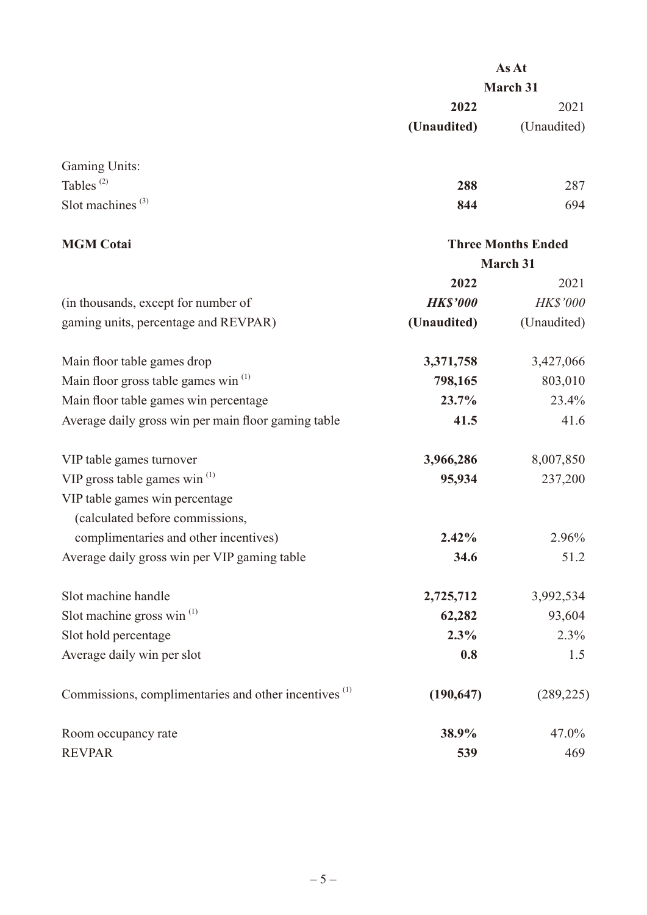| | As At March 31 | |
| --- | --- | --- |
| | **2022** | 2021 |
| | **(Unaudited)** | (Unaudited) |
| Gaming Units: | | |
| Tables [2] | **288** | 287 |
| Slot machines [3] | **844** | 694 |

**MGM Cotai**

| | Three Months Ended March 31 | |
| --- | --- | --- |
| | **2022** | 2021 |
| (in thousands, except for number of gaming units, percentage and REVPAR) | ***HK$'000*** **(Unaudited)** | *HK$'000* (Unaudited) |
| Main floor table games drop | **3,371,758** | 3,427,066 |
| Main floor gross table games win [1] | **798,165** | 803,010 |
| Main floor table games win percentage | **23.7%** | 23.4% |
| Average daily gross win per main floor gaming table | **41.5** | 41.6 |
| VIP table games turnover | **3,966,286** | 8,007,850 |
| VIP gross table games win [1] | **95,934** | 237,200 |
| VIP table games win percentage (calculated before commissions, complimentaries and other incentives) | **2.42%** | 2.96% |
| Average daily gross win per VIP gaming table | **34.6** | 51.2 |
| Slot machine handle | **2,725,712** | 3,992,534 |
| Slot machine gross win [1] | **62,282** | 93,604 |
| Slot hold percentage | **2.3%** | 2.3% |
| Average daily win per slot | **0.8** | 1.5 |
| Commissions, complimentaries and other incentives [1] | **(190,647)** | (289,225) |
| Room occupancy rate | **38.9%** | 47.0% |
| REVPAR | **539** | 469 |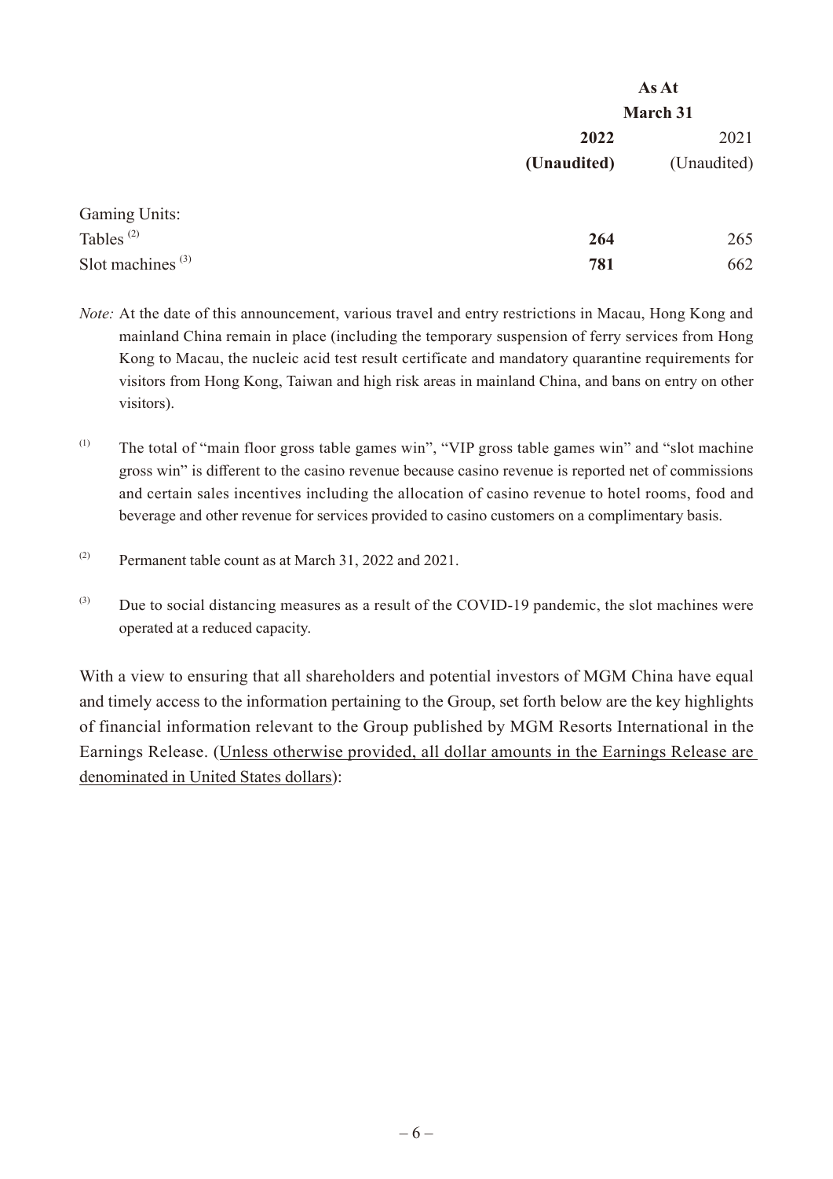| | As At March 31 | |
|---|---|---|
| | **2022** | 2021 |
| | **(Unaudited)** | (Unaudited) |
| Gaming Units: | | |
| Tables [(2)] | **264** | 265 |
| Slot machines [(3)] | **781** | 662 |

*Note:* At the date of this announcement, various travel and entry restrictions in Macau, Hong Kong and mainland China remain in place (including the temporary suspension of ferry services from Hong Kong to Macau, the nucleic acid test result certificate and mandatory quarantine requirements for visitors from Hong Kong, Taiwan and high risk areas in mainland China, and bans on entry on other visitors).

(1) The total of "main floor gross table games win", "VIP gross table games win" and "slot machine gross win" is different to the casino revenue because casino revenue is reported net of commissions and certain sales incentives including the allocation of casino revenue to hotel rooms, food and beverage and other revenue for services provided to casino customers on a complimentary basis.

(2) Permanent table count as at March 31, 2022 and 2021.

(3) Due to social distancing measures as a result of the COVID-19 pandemic, the slot machines were operated at a reduced capacity.

With a view to ensuring that all shareholders and potential investors of MGM China have equal and timely access to the information pertaining to the Group, set forth below are the key highlights of financial information relevant to the Group published by MGM Resorts International in the Earnings Release. (Unless otherwise provided, all dollar amounts in the Earnings Release are denominated in United States dollars):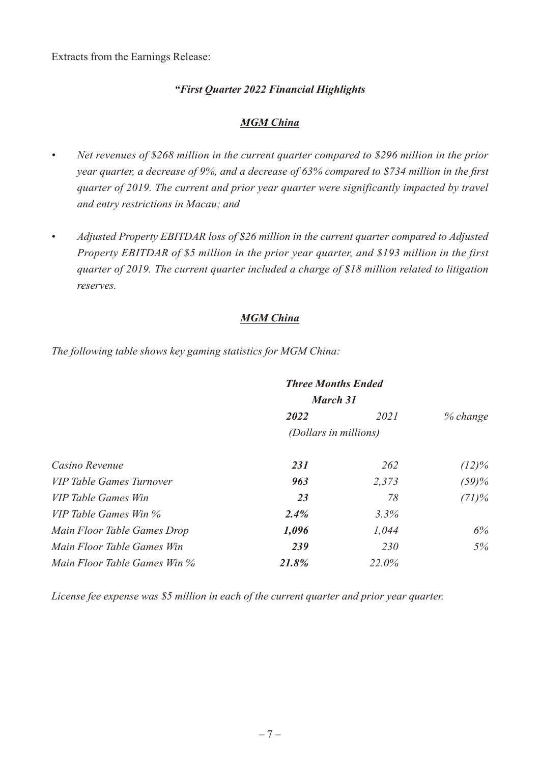Extracts from the Earnings Release:

***"First Quarter 2022 Financial Highlights***

***MGM China***

- *Net revenues of $268 million in the current quarter compared to $296 million in the prior year quarter, a decrease of 9%, and a decrease of 63% compared to $734 million in the first quarter of 2019. The current and prior year quarter were significantly impacted by travel and entry restrictions in Macau; and*
- *Adjusted Property EBITDAR loss of $26 million in the current quarter compared to Adjusted Property EBITDAR of $5 million in the prior year quarter, and $193 million in the first quarter of 2019. The current quarter included a charge of $18 million related to litigation reserves.*

***MGM China***

*The following table shows key gaming statistics for MGM China:*

| | ***Three Months Ended March 31*** | | |
|---|---|---|---|
| | ***2022*** | *2021* | *% change* |
| | *(Dollars in millions)* | | |
| *Casino Revenue* | ***231*** | *262* | *(12)%* |
| *VIP Table Games Turnover* | ***963*** | *2,373* | *(59)%* |
| *VIP Table Games Win* | ***23*** | *78* | *(71)%* |
| *VIP Table Games Win %* | ***2.4%*** | *3.3%* | |
| *Main Floor Table Games Drop* | ***1,096*** | *1,044* | *6%* |
| *Main Floor Table Games Win* | ***239*** | *230* | *5%* |
| *Main Floor Table Games Win %* | ***21.8%*** | *22.0%* | |

*License fee expense was $5 million in each of the current quarter and prior year quarter.*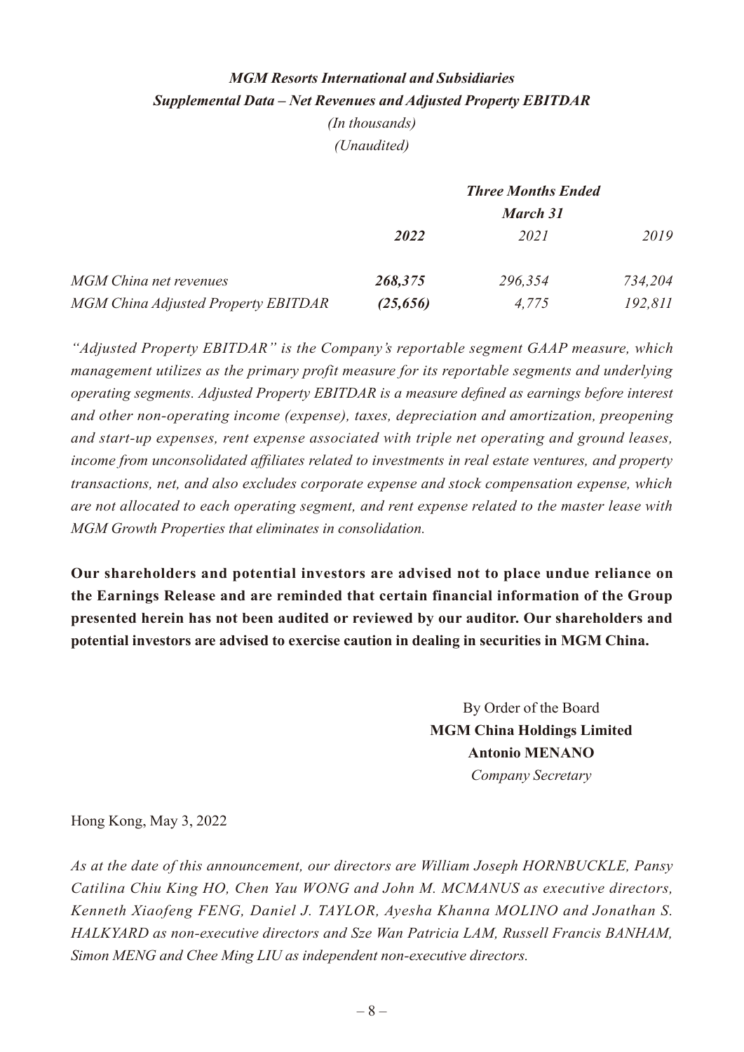***MGM Resorts International and Subsidiaries***
***Supplemental Data – Net Revenues and Adjusted Property EBITDAR***
*(In thousands)*
*(Unaudited)*

| | *Three Months Ended March 31* | | |
|---|---|---|---|
| | ***2022*** | *2021* | *2019* |
| *MGM China net revenues* | ***268,375*** | *296,354* | *734,204* |
| *MGM China Adjusted Property EBITDAR* | ***(25,656)*** | *4,775* | *192,811* |

*"Adjusted Property EBITDAR" is the Company's reportable segment GAAP measure, which management utilizes as the primary profit measure for its reportable segments and underlying operating segments. Adjusted Property EBITDAR is a measure defined as earnings before interest and other non-operating income (expense), taxes, depreciation and amortization, preopening and start-up expenses, rent expense associated with triple net operating and ground leases, income from unconsolidated affiliates related to investments in real estate ventures, and property transactions, net, and also excludes corporate expense and stock compensation expense, which are not allocated to each operating segment, and rent expense related to the master lease with MGM Growth Properties that eliminates in consolidation.*

**Our shareholders and potential investors are advised not to place undue reliance on the Earnings Release and are reminded that certain financial information of the Group presented herein has not been audited or reviewed by our auditor. Our shareholders and potential investors are advised to exercise caution in dealing in securities in MGM China.**

By Order of the Board
**MGM China Holdings Limited**
**Antonio MENANO**
*Company Secretary*

Hong Kong, May 3, 2022

*As at the date of this announcement, our directors are William Joseph HORNBUCKLE, Pansy Catilina Chiu King HO, Chen Yau WONG and John M. MCMANUS as executive directors, Kenneth Xiaofeng FENG, Daniel J. TAYLOR, Ayesha Khanna MOLINO and Jonathan S. HALKYARD as non-executive directors and Sze Wan Patricia LAM, Russell Francis BANHAM, Simon MENG and Chee Ming LIU as independent non-executive directors.*